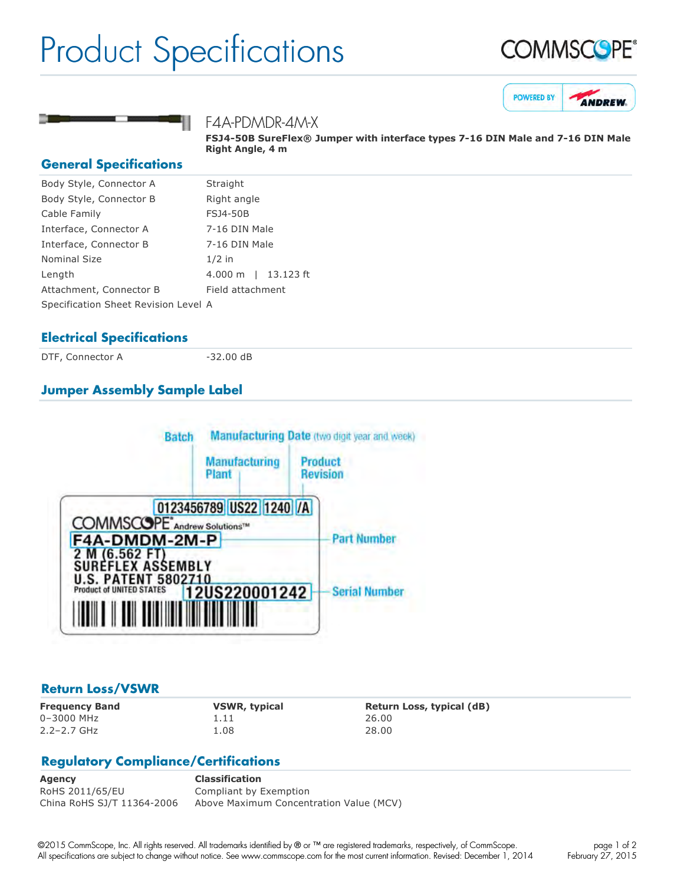# Product Specifications

F4A-PDMDR-4M-X

**FSJ4-50B SureFlex® Jumper with interface types 7-16 DIN Male and 7-16 DIN Male Right Angle, 4 m**

## General Specifications

| | |
|---|---|
| Body Style, Connector A | Straight |
| Body Style, Connector B | Right angle |
| Cable Family | FSJ4-50B |
| Interface, Connector A | 7-16 DIN Male |
| Interface, Connector B | 7-16 DIN Male |
| Nominal Size | 1/2 in |
| Length | 4.000 m \| 13.123 ft |
| Attachment, Connector B | Field attachment |
| Specification Sheet Revision Level | A |

## Electrical Specifications

| | |
|---|---|
| DTF, Connector A | -32.00 dB |

## Jumper Assembly Sample Label

Batch — Manufacturing Date (two digit year and week) — Manufacturing Plant — Product Revision

0123456789 | US22 | 1240 | /A

COMMSCOPE® Andrew Solutions™

F4A-DMDM-2M-P — Part Number

2 M (6.562 FT)
SUREFLEX ASSEMBLY
U.S. PATENT 5802710
Product of UNITED STATES

12US220001242 — Serial Number

## Return Loss/VSWR

| Frequency Band | VSWR, typical | Return Loss, typical (dB) |
|---|---|---|
| 0–3000 MHz | 1.11 | 26.00 |
| 2.2–2.7 GHz | 1.08 | 28.00 |

## Regulatory Compliance/Certifications

| Agency | Classification |
|---|---|
| RoHS 2011/65/EU | Compliant by Exemption |
| China RoHS SJ/T 11364-2006 | Above Maximum Concentration Value (MCV) |

©2015 CommScope, Inc. All rights reserved. All trademarks identified by ® or ™ are registered trademarks, respectively, of CommScope. All specifications are subject to change without notice. See www.commscope.com for the most current information. Revised: December 1, 2014

February 27, 2015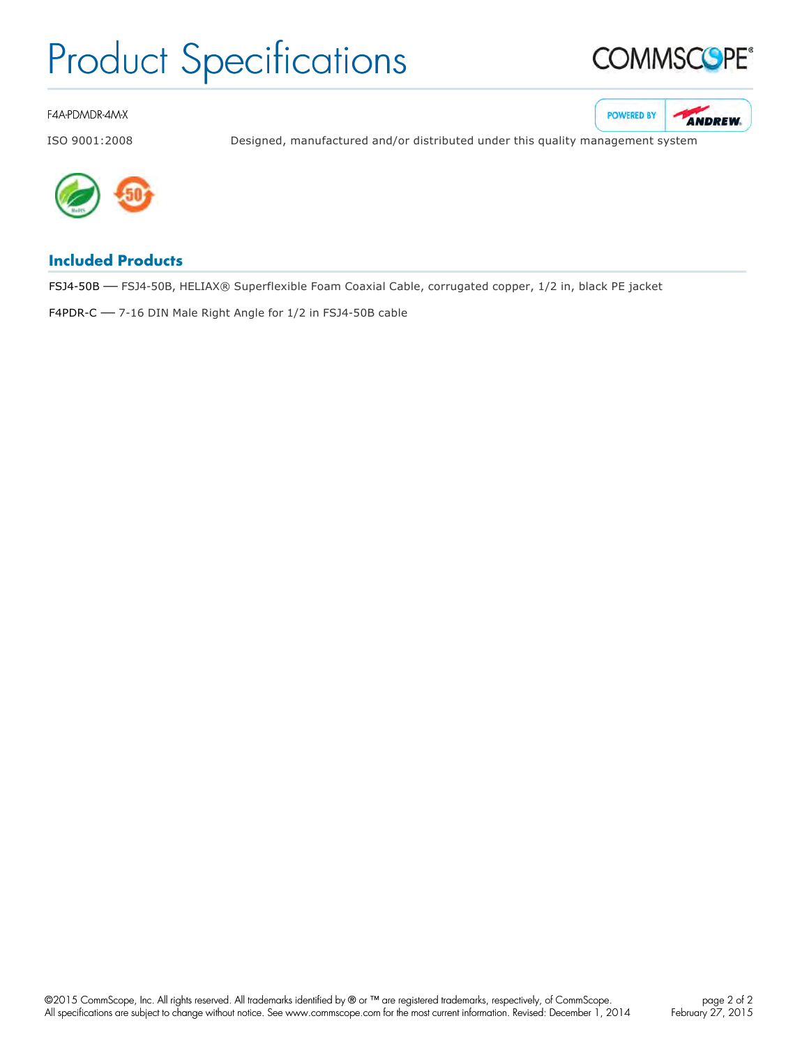# Product Specifications

F4A-PDMDR-4M-X

ISO 9001:2008    Designed, manufactured and/or distributed under this quality management system

## Included Products

FSJ4-50B — FSJ4-50B, HELIAX® Superflexible Foam Coaxial Cable, corrugated copper, 1/2 in, black PE jacket

F4PDR-C — 7-16 DIN Male Right Angle for 1/2 in FSJ4-50B cable

©2015 CommScope, Inc. All rights reserved. All trademarks identified by ® or ™ are registered trademarks, respectively, of CommScope.
All specifications are subject to change without notice. See www.commscope.com for the most current information. Revised: December 1, 2014

February 27, 2015